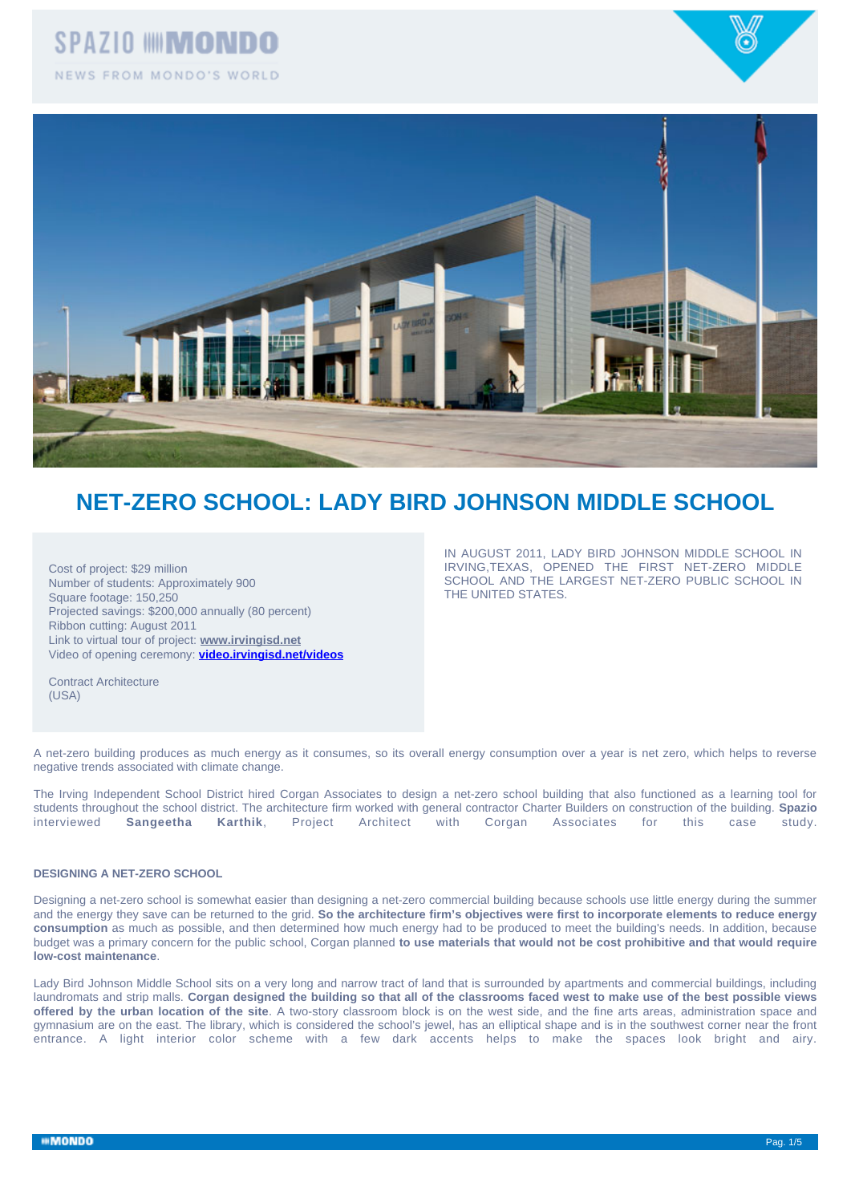# NET-ZERO SCHOOL: LADY BIRD JOHNSON MIDDLE SCHOOL

Cost of project: $29 million
Number of students: Approximately 900
Square footage: 150,250
Projected savings: $200,000 annually (80 percent)
Ribbon cutting: August 2011
Link to virtual tour of project: **www.irvingisd.net**
Video of opening ceremony: **video.irvingisd.net/videos**

Contract Architecture
(USA)

IN AUGUST 2011, LADY BIRD JOHNSON MIDDLE SCHOOL IN IRVING,TEXAS, OPENED THE FIRST NET-ZERO MIDDLE SCHOOL AND THE LARGEST NET-ZERO PUBLIC SCHOOL IN THE UNITED STATES.

A net-zero building produces as much energy as it consumes, so its overall energy consumption over a year is net zero, which helps to reverse negative trends associated with climate change.

The Irving Independent School District hired Corgan Associates to design a net-zero school building that also functioned as a learning tool for students throughout the school district. The architecture firm worked with general contractor Charter Builders on construction of the building. **Spazio** interviewed **Sangeetha Karthik**, Project Architect with Corgan Associates for this case study.

### DESIGNING A NET-ZERO SCHOOL

Designing a net-zero school is somewhat easier than designing a net-zero commercial building because schools use little energy during the summer and the energy they save can be returned to the grid. **So the architecture firm's objectives were first to incorporate elements to reduce energy consumption** as much as possible, and then determined how much energy had to be produced to meet the building's needs. In addition, because budget was a primary concern for the public school, Corgan planned **to use materials that would not be cost prohibitive and that would require low-cost maintenance**.

Lady Bird Johnson Middle School sits on a very long and narrow tract of land that is surrounded by apartments and commercial buildings, including laundromats and strip malls. **Corgan designed the building so that all of the classrooms faced west to make use of the best possible views offered by the urban location of the site**. A two-story classroom block is on the west side, and the fine arts areas, administration space and gymnasium are on the east. The library, which is considered the school's jewel, has an elliptical shape and is in the southwest corner near the front entrance. A light interior color scheme with a few dark accents helps to make the spaces look bright and airy.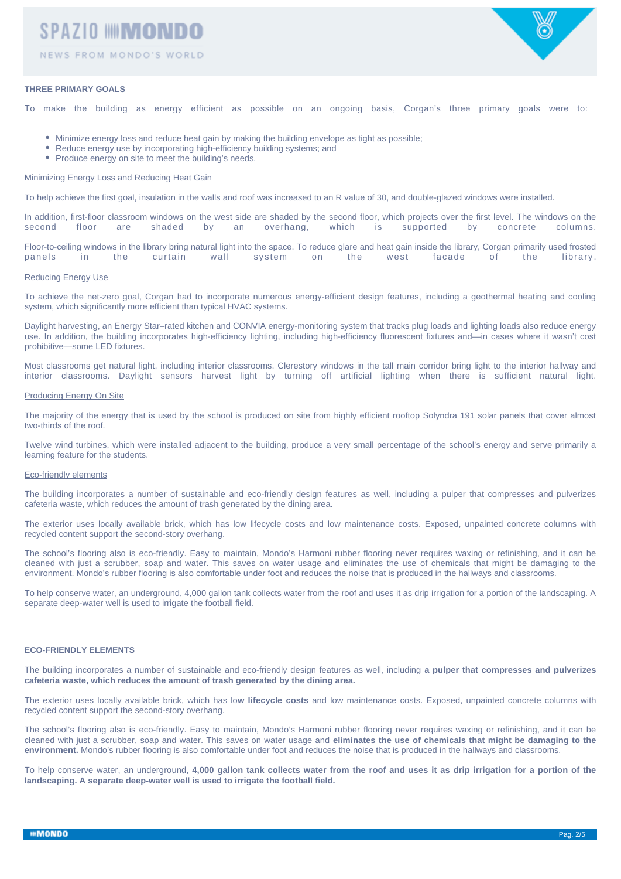## THREE PRIMARY GOALS

To make the building as energy efficient as possible on an ongoing basis, Corgan's three primary goals were to:

- Minimize energy loss and reduce heat gain by making the building envelope as tight as possible;
- Reduce energy use by incorporating high-efficiency building systems; and
- Produce energy on site to meet the building's needs.

Minimizing Energy Loss and Reducing Heat Gain

To help achieve the first goal, insulation in the walls and roof was increased to an R value of 30, and double-glazed windows were installed.

In addition, first-floor classroom windows on the west side are shaded by the second floor, which projects over the first level. The windows on the second floor are shaded by an overhang, which is supported by concrete columns.

Floor-to-ceiling windows in the library bring natural light into the space. To reduce glare and heat gain inside the library, Corgan primarily used frosted panels in the curtain wall system on the west facade of the library.

Reducing Energy Use

To achieve the net-zero goal, Corgan had to incorporate numerous energy-efficient design features, including a geothermal heating and cooling system, which significantly more efficient than typical HVAC systems.

Daylight harvesting, an Energy Star–rated kitchen and CONVIA energy-monitoring system that tracks plug loads and lighting loads also reduce energy use. In addition, the building incorporates high-efficiency lighting, including high-efficiency fluorescent fixtures and—in cases where it wasn't cost prohibitive—some LED fixtures.

Most classrooms get natural light, including interior classrooms. Clerestory windows in the tall main corridor bring light to the interior hallway and interior classrooms. Daylight sensors harvest light by turning off artificial lighting when there is sufficient natural light.

Producing Energy On Site

The majority of the energy that is used by the school is produced on site from highly efficient rooftop Solyndra 191 solar panels that cover almost two-thirds of the roof.

Twelve wind turbines, which were installed adjacent to the building, produce a very small percentage of the school's energy and serve primarily a learning feature for the students.

Eco-friendly elements

The building incorporates a number of sustainable and eco-friendly design features as well, including a pulper that compresses and pulverizes cafeteria waste, which reduces the amount of trash generated by the dining area.

The exterior uses locally available brick, which has low lifecycle costs and low maintenance costs. Exposed, unpainted concrete columns with recycled content support the second-story overhang.

The school's flooring also is eco-friendly. Easy to maintain, Mondo's Harmoni rubber flooring never requires waxing or refinishing, and it can be cleaned with just a scrubber, soap and water. This saves on water usage and eliminates the use of chemicals that might be damaging to the environment. Mondo's rubber flooring is also comfortable under foot and reduces the noise that is produced in the hallways and classrooms.

To help conserve water, an underground, 4,000 gallon tank collects water from the roof and uses it as drip irrigation for a portion of the landscaping. A separate deep-water well is used to irrigate the football field.

## ECO-FRIENDLY ELEMENTS

The building incorporates a number of sustainable and eco-friendly design features as well, including **a pulper that compresses and pulverizes cafeteria waste, which reduces the amount of trash generated by the dining area.**

The exterior uses locally available brick, which has lo**w lifecycle costs** and low maintenance costs. Exposed, unpainted concrete columns with recycled content support the second-story overhang.

The school's flooring also is eco-friendly. Easy to maintain, Mondo's Harmoni rubber flooring never requires waxing or refinishing, and it can be cleaned with just a scrubber, soap and water. This saves on water usage and **eliminates the use of chemicals that might be damaging to the environment.** Mondo's rubber flooring is also comfortable under foot and reduces the noise that is produced in the hallways and classrooms.

To help conserve water, an underground, **4,000 gallon tank collects water from the roof and uses it as drip irrigation for a portion of the landscaping. A separate deep-water well is used to irrigate the football field.**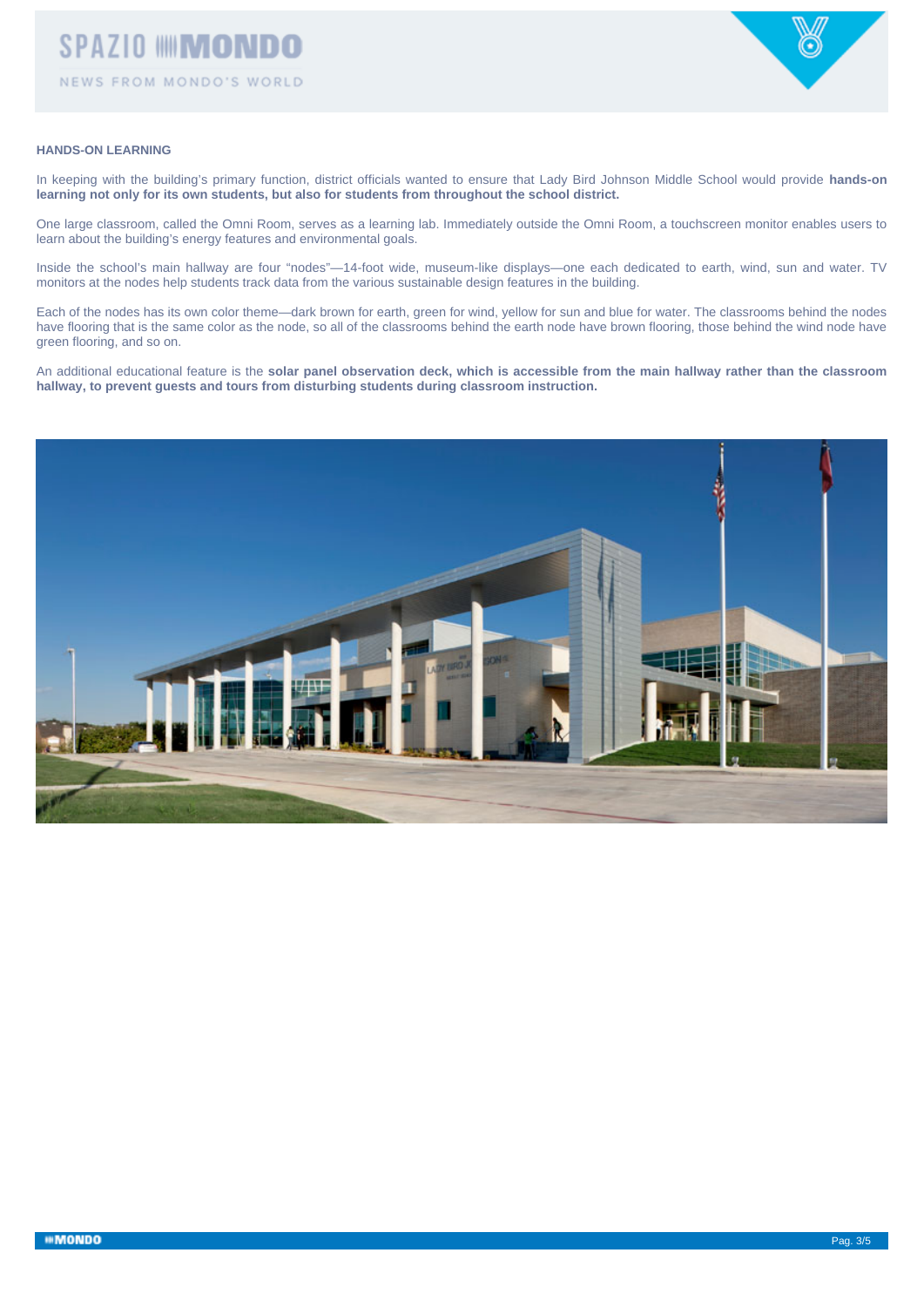## HANDS-ON LEARNING

In keeping with the building's primary function, district officials wanted to ensure that Lady Bird Johnson Middle School would provide **hands-on learning not only for its own students, but also for students from throughout the school district.**

One large classroom, called the Omni Room, serves as a learning lab. Immediately outside the Omni Room, a touchscreen monitor enables users to learn about the building's energy features and environmental goals.

Inside the school's main hallway are four "nodes"—14-foot wide, museum-like displays—one each dedicated to earth, wind, sun and water. TV monitors at the nodes help students track data from the various sustainable design features in the building.

Each of the nodes has its own color theme—dark brown for earth, green for wind, yellow for sun and blue for water. The classrooms behind the nodes have flooring that is the same color as the node, so all of the classrooms behind the earth node have brown flooring, those behind the wind node have green flooring, and so on.

An additional educational feature is the **solar panel observation deck, which is accessible from the main hallway rather than the classroom hallway, to prevent guests and tours from disturbing students during classroom instruction.**